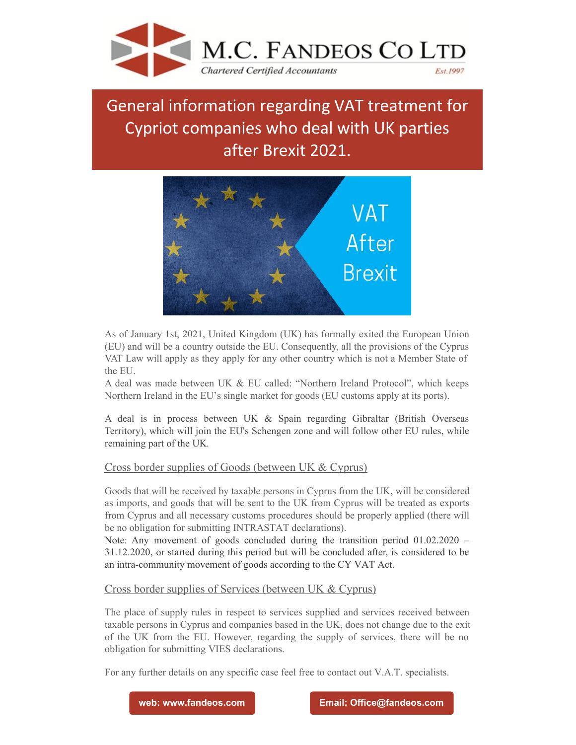M.C. FANDEOS CO LTD

*Chartered Certified Accountants*

*Est.1997*

# General information regarding VAT treatment for Cypriot companies who deal with UK parties after Brexit 2021.

As of January 1st, 2021, United Kingdom (UK) has formally exited the European Union (EU) and will be a country outside the EU. Consequently, all the provisions of the Cyprus VAT Law will apply as they apply for any other country which is not a Member State of the EU.

A deal was made between UK & EU called: "Northern Ireland Protocol", which keeps Northern Ireland in the EU's single market for goods (EU customs apply at its ports).

A deal is in process between UK & Spain regarding Gibraltar (British Overseas Territory), which will join the EU's Schengen zone and will follow other EU rules, while remaining part of the UK.

## Cross border supplies of Goods (between UK & Cyprus)

Goods that will be received by taxable persons in Cyprus from the UK, will be considered as imports, and goods that will be sent to the UK from Cyprus will be treated as exports from Cyprus and all necessary customs procedures should be properly applied (there will be no obligation for submitting INTRASTAT declarations).

Note: Any movement of goods concluded during the transition period 01.02.2020 – 31.12.2020, or started during this period but will be concluded after, is considered to be an intra-community movement of goods according to the CY VAT Act.

## Cross border supplies of Services (between UK & Cyprus)

The place of supply rules in respect to services supplied and services received between taxable persons in Cyprus and companies based in the UK, does not change due to the exit of the UK from the EU. However, regarding the supply of services, there will be no obligation for submitting VIES declarations.

For any further details on any specific case feel free to contact out V.A.T. specialists.

**web: www.fandeos.com** **Email: Office@fandeos.com**